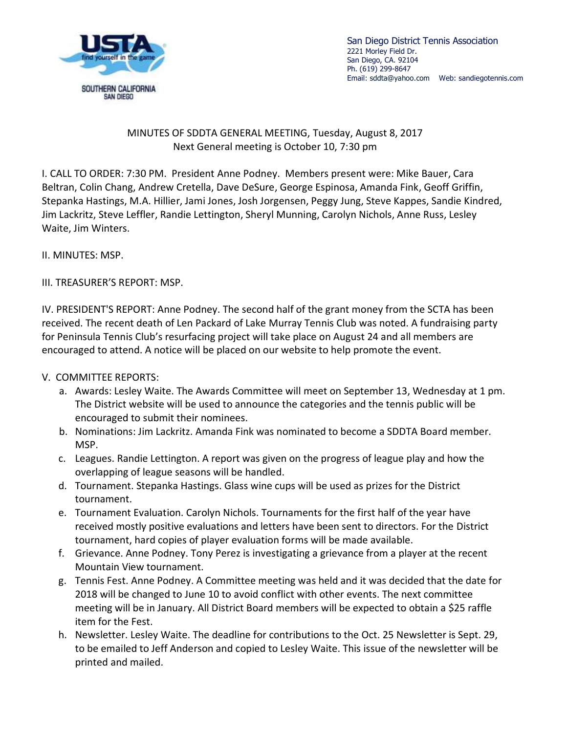San Diego District Tennis Association
2221 Morley Field Dr.
San Diego, CA. 92104
Ph. (619) 299-8647
Email: sddta@yahoo.com Web: sandiegotennis.com

MINUTES OF SDDTA GENERAL MEETING, Tuesday, August 8, 2017
Next General meeting is October 10, 7:30 pm

I. CALL TO ORDER: 7:30 PM. President Anne Podney. Members present were: Mike Bauer, Cara Beltran, Colin Chang, Andrew Cretella, Dave DeSure, George Espinosa, Amanda Fink, Geoff Griffin, Stepanka Hastings, M.A. Hillier, Jami Jones, Josh Jorgensen, Peggy Jung, Steve Kappes, Sandie Kindred, Jim Lackritz, Steve Leffler, Randie Lettington, Sheryl Munning, Carolyn Nichols, Anne Russ, Lesley Waite, Jim Winters.

II. MINUTES: MSP.

III. TREASURER'S REPORT: MSP.

IV. PRESIDENT'S REPORT: Anne Podney. The second half of the grant money from the SCTA has been received. The recent death of Len Packard of Lake Murray Tennis Club was noted. A fundraising party for Peninsula Tennis Club's resurfacing project will take place on August 24 and all members are encouraged to attend. A notice will be placed on our website to help promote the event.

V. COMMITTEE REPORTS:

a. Awards: Lesley Waite. The Awards Committee will meet on September 13, Wednesday at 1 pm. The District website will be used to announce the categories and the tennis public will be encouraged to submit their nominees.
b. Nominations: Jim Lackritz. Amanda Fink was nominated to become a SDDTA Board member. MSP.
c. Leagues. Randie Lettington. A report was given on the progress of league play and how the overlapping of league seasons will be handled.
d. Tournament. Stepanka Hastings. Glass wine cups will be used as prizes for the District tournament.
e. Tournament Evaluation. Carolyn Nichols. Tournaments for the first half of the year have received mostly positive evaluations and letters have been sent to directors. For the District tournament, hard copies of player evaluation forms will be made available.
f. Grievance. Anne Podney. Tony Perez is investigating a grievance from a player at the recent Mountain View tournament.
g. Tennis Fest. Anne Podney. A Committee meeting was held and it was decided that the date for 2018 will be changed to June 10 to avoid conflict with other events. The next committee meeting will be in January. All District Board members will be expected to obtain a $25 raffle item for the Fest.
h. Newsletter. Lesley Waite. The deadline for contributions to the Oct. 25 Newsletter is Sept. 29, to be emailed to Jeff Anderson and copied to Lesley Waite. This issue of the newsletter will be printed and mailed.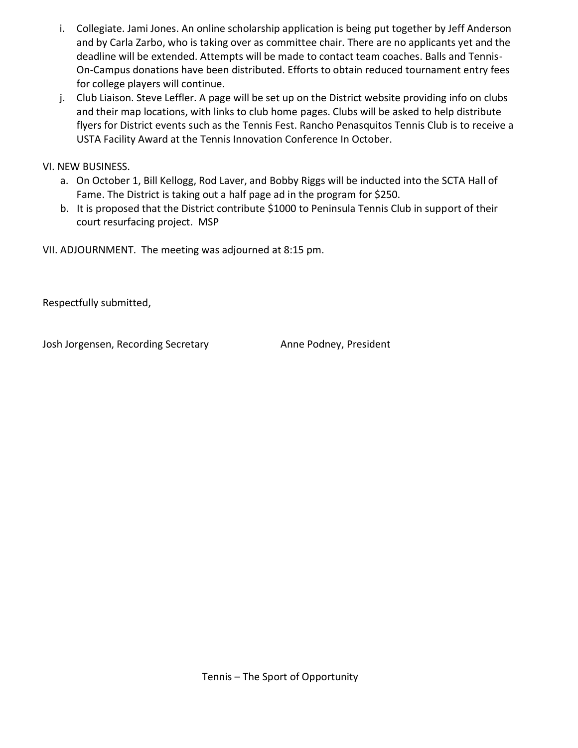i. Collegiate. Jami Jones. An online scholarship application is being put together by Jeff Anderson and by Carla Zarbo, who is taking over as committee chair. There are no applicants yet and the deadline will be extended. Attempts will be made to contact team coaches. Balls and Tennis-On-Campus donations have been distributed. Efforts to obtain reduced tournament entry fees for college players will continue.

j. Club Liaison. Steve Leffler. A page will be set up on the District website providing info on clubs and their map locations, with links to club home pages. Clubs will be asked to help distribute flyers for District events such as the Tennis Fest. Rancho Penasquitos Tennis Club is to receive a USTA Facility Award at the Tennis Innovation Conference In October.

VI. NEW BUSINESS.

a. On October 1, Bill Kellogg, Rod Laver, and Bobby Riggs will be inducted into the SCTA Hall of Fame. The District is taking out a half page ad in the program for $250.

b. It is proposed that the District contribute $1000 to Peninsula Tennis Club in support of their court resurfacing project. MSP

VII. ADJOURNMENT. The meeting was adjourned at 8:15 pm.

Respectfully submitted,

Josh Jorgensen, Recording Secretary　　　　Anne Podney, President

Tennis – The Sport of Opportunity